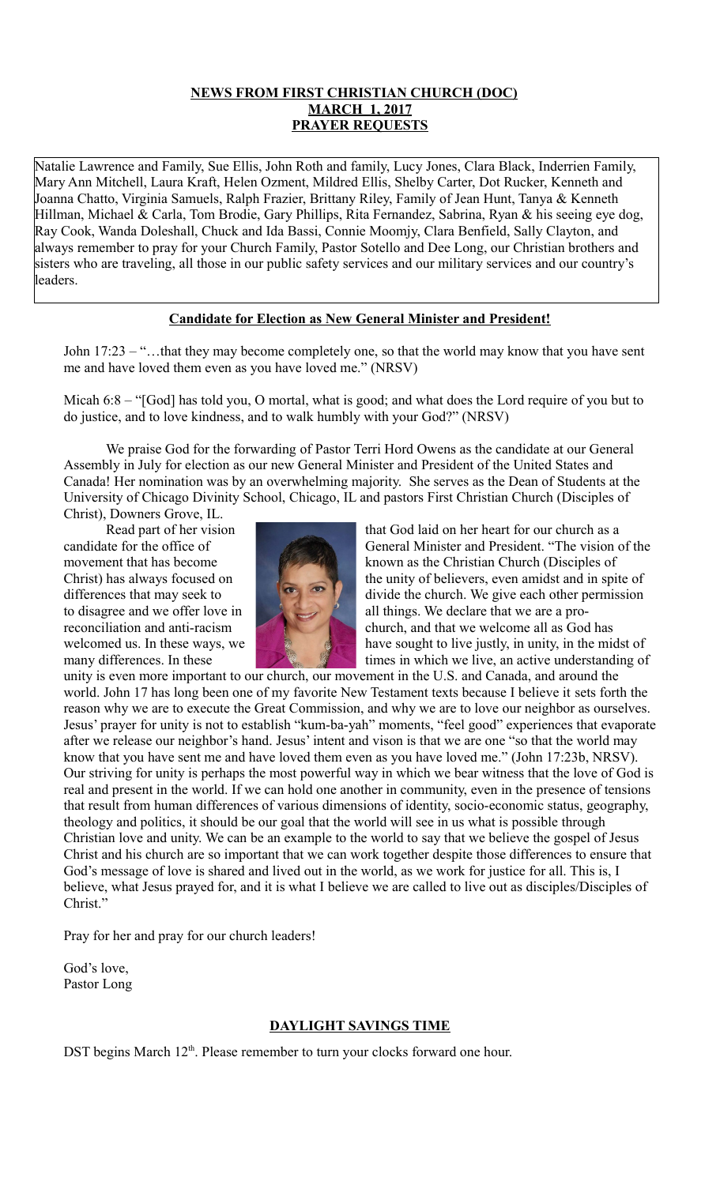**NEWS FROM FIRST CHRISTIAN CHURCH (DOC)**
**MARCH 1, 2017**
**PRAYER REQUESTS**

Natalie Lawrence and Family, Sue Ellis, John Roth and family, Lucy Jones, Clara Black, Inderrien Family, Mary Ann Mitchell, Laura Kraft, Helen Ozment, Mildred Ellis, Shelby Carter, Dot Rucker, Kenneth and Joanna Chatto, Virginia Samuels, Ralph Frazier, Brittany Riley, Family of Jean Hunt, Tanya & Kenneth Hillman, Michael & Carla, Tom Brodie, Gary Phillips, Rita Fernandez, Sabrina, Ryan & his seeing eye dog, Ray Cook, Wanda Doleshall, Chuck and Ida Bassi, Connie Moomjy, Clara Benfield, Sally Clayton, and always remember to pray for your Church Family, Pastor Sotello and Dee Long, our Christian brothers and sisters who are traveling, all those in our public safety services and our military services and our country's leaders.

**Candidate for Election as New General Minister and President!**

John 17:23 – "…that they may become completely one, so that the world may know that you have sent me and have loved them even as you have loved me." (NRSV)

Micah 6:8 – "[God] has told you, O mortal, what is good; and what does the Lord require of you but to do justice, and to love kindness, and to walk humbly with your God?" (NRSV)

We praise God for the forwarding of Pastor Terri Hord Owens as the candidate at our General Assembly in July for election as our new General Minister and President of the United States and Canada! Her nomination was by an overwhelming majority. She serves as the Dean of Students at the University of Chicago Divinity School, Chicago, IL and pastors First Christian Church (Disciples of Christ), Downers Grove, IL.

Read part of her vision that God laid on her heart for our church as a candidate for the office of General Minister and President. "The vision of the movement that has become known as the Christian Church (Disciples of Christ) has always focused on the unity of believers, even amidst and in spite of differences that may seek to divide the church. We give each other permission to disagree and we offer love in all things. We declare that we are a pro-reconciliation and anti-racism church, and that we welcome all as God has welcomed us. In these ways, we have sought to live justly, in unity, in the midst of many differences. In these times in which we live, an active understanding of unity is even more important to our church, our movement in the U.S. and Canada, and around the world. John 17 has long been one of my favorite New Testament texts because I believe it sets forth the reason why we are to execute the Great Commission, and why we are to love our neighbor as ourselves. Jesus' prayer for unity is not to establish "kum-ba-yah" moments, "feel good" experiences that evaporate after we release our neighbor's hand. Jesus' intent and vison is that we are one "so that the world may know that you have sent me and have loved them even as you have loved me." (John 17:23b, NRSV). Our striving for unity is perhaps the most powerful way in which we bear witness that the love of God is real and present in the world. If we can hold one another in community, even in the presence of tensions that result from human differences of various dimensions of identity, socio-economic status, geography, theology and politics, it should be our goal that the world will see in us what is possible through Christian love and unity. We can be an example to the world to say that we believe the gospel of Jesus Christ and his church are so important that we can work together despite those differences to ensure that God's message of love is shared and lived out in the world, as we work for justice for all. This is, I believe, what Jesus prayed for, and it is what I believe we are called to live out as disciples/Disciples of Christ."

Pray for her and pray for our church leaders!

God's love,
Pastor Long

**DAYLIGHT SAVINGS TIME**

DST begins March 12th. Please remember to turn your clocks forward one hour.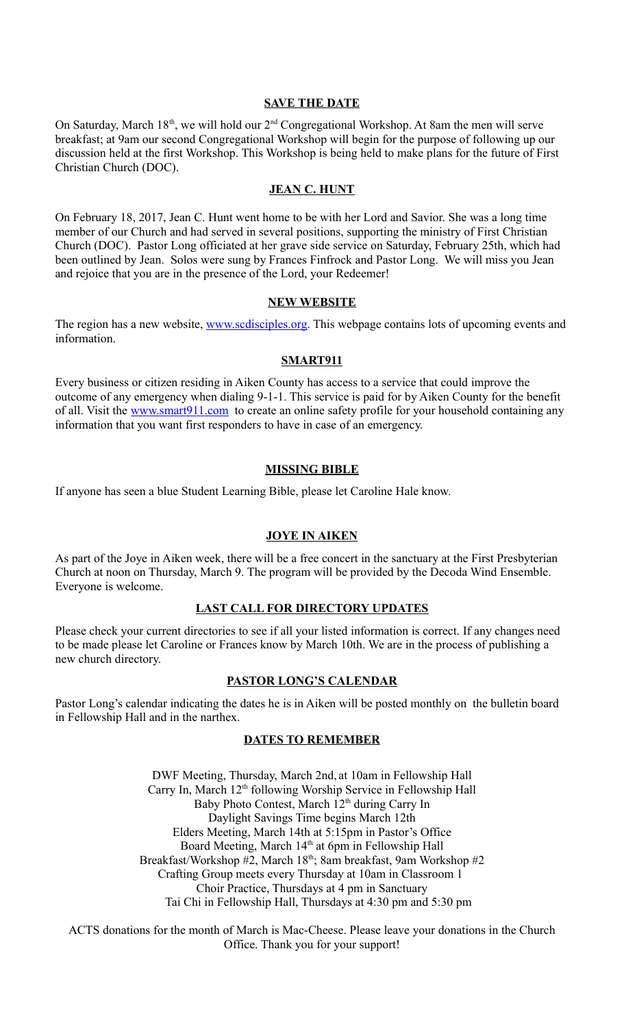## SAVE THE DATE

On Saturday, March 18th, we will hold our 2nd Congregational Workshop. At 8am the men will serve breakfast; at 9am our second Congregational Workshop will begin for the purpose of following up our discussion held at the first Workshop. This Workshop is being held to make plans for the future of First Christian Church (DOC).

## JEAN C. HUNT

On February 18, 2017, Jean C. Hunt went home to be with her Lord and Savior. She was a long time member of our Church and had served in several positions, supporting the ministry of First Christian Church (DOC). Pastor Long officiated at her grave side service on Saturday, February 25th, which had been outlined by Jean. Solos were sung by Frances Finfrock and Pastor Long. We will miss you Jean and rejoice that you are in the presence of the Lord, your Redeemer!

## NEW WEBSITE

The region has a new website, www.scdisciples.org. This webpage contains lots of upcoming events and information.

## SMART911

Every business or citizen residing in Aiken County has access to a service that could improve the outcome of any emergency when dialing 9-1-1. This service is paid for by Aiken County for the benefit of all. Visit the www.smart911.com to create an online safety profile for your household containing any information that you want first responders to have in case of an emergency.

## MISSING BIBLE

If anyone has seen a blue Student Learning Bible, please let Caroline Hale know.

## JOYE IN AIKEN

As part of the Joye in Aiken week, there will be a free concert in the sanctuary at the First Presbyterian Church at noon on Thursday, March 9. The program will be provided by the Decoda Wind Ensemble. Everyone is welcome.

## LAST CALL FOR DIRECTORY UPDATES

Please check your current directories to see if all your listed information is correct. If any changes need to be made please let Caroline or Frances know by March 10th. We are in the process of publishing a new church directory.

## PASTOR LONG'S CALENDAR

Pastor Long's calendar indicating the dates he is in Aiken will be posted monthly on the bulletin board in Fellowship Hall and in the narthex.

## DATES TO REMEMBER

DWF Meeting, Thursday, March 2nd, at 10am in Fellowship Hall
Carry In, March 12th following Worship Service in Fellowship Hall
Baby Photo Contest, March 12th during Carry In
Daylight Savings Time begins March 12th
Elders Meeting, March 14th at 5:15pm in Pastor's Office
Board Meeting, March 14th at 6pm in Fellowship Hall
Breakfast/Workshop #2, March 18th; 8am breakfast, 9am Workshop #2
Crafting Group meets every Thursday at 10am in Classroom 1
Choir Practice, Thursdays at 4 pm in Sanctuary
Tai Chi in Fellowship Hall, Thursdays at 4:30 pm and 5:30 pm

ACTS donations for the month of March is Mac-Cheese. Please leave your donations in the Church Office. Thank you for your support!